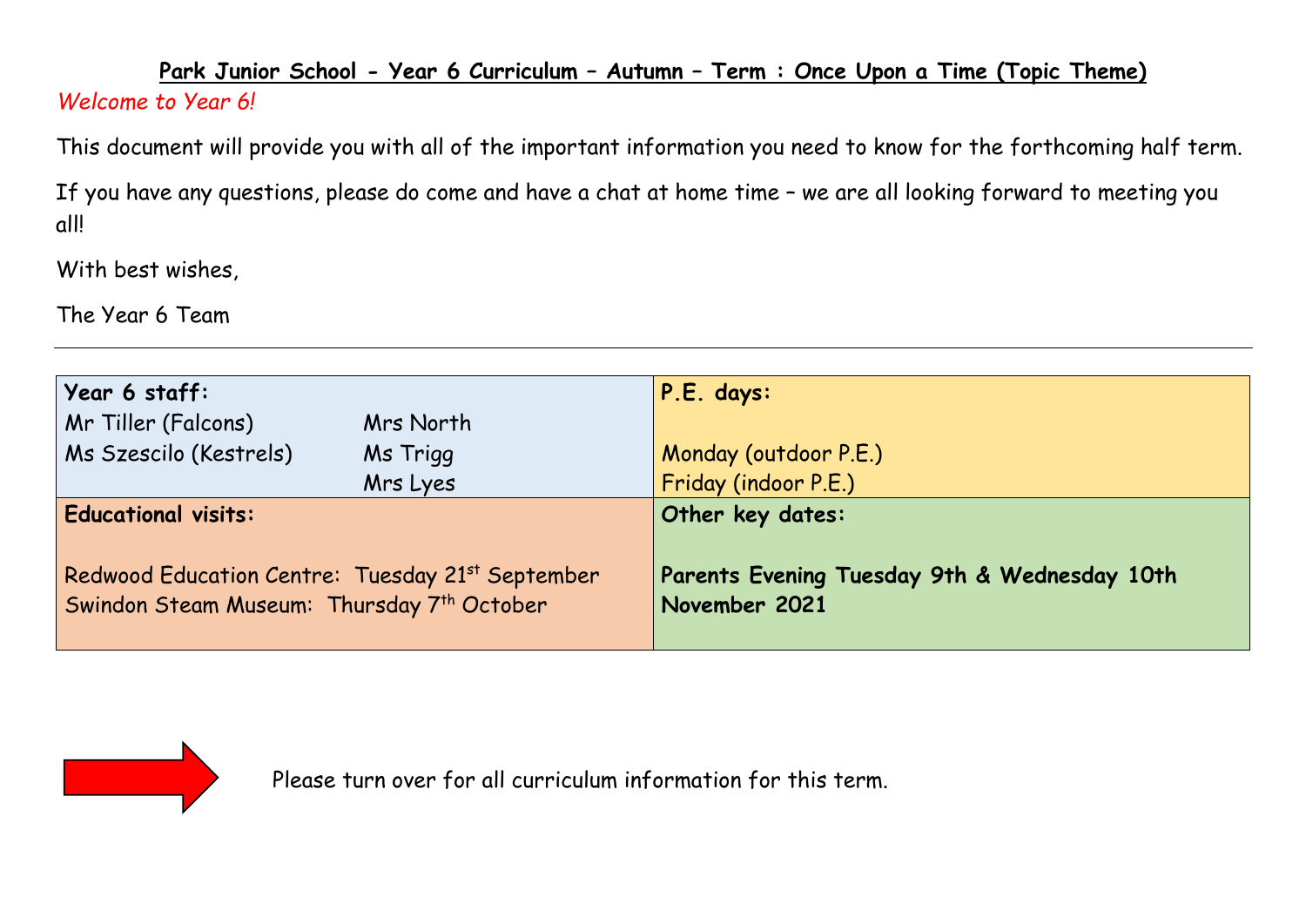# Park Junior School - Year 6 Curriculum – Autumn – Term : Once Upon a Time (Topic Theme)

*Welcome to Year 6!*

This document will provide you with all of the important information you need to know for the forthcoming half term.

If you have any questions, please do come and have a chat at home time – we are all looking forward to meeting you all!

With best wishes,

The Year 6 Team

---

| **Year 6 staff:** | **P.E. days:** |
|---|---|
| Mr Tiller (Falcons) Mrs North<br>Ms Szescilo (Kestrels) Ms Trigg<br>Mrs Lyes | Monday (outdoor P.E.)<br>Friday (indoor P.E.) |
| **Educational visits:**<br><br>Redwood Education Centre: Tuesday 21st September<br>Swindon Steam Museum: Thursday 7th October | **Other key dates:**<br><br>**Parents Evening Tuesday 9th & Wednesday 10th November 2021** |

Please turn over for all curriculum information for this term.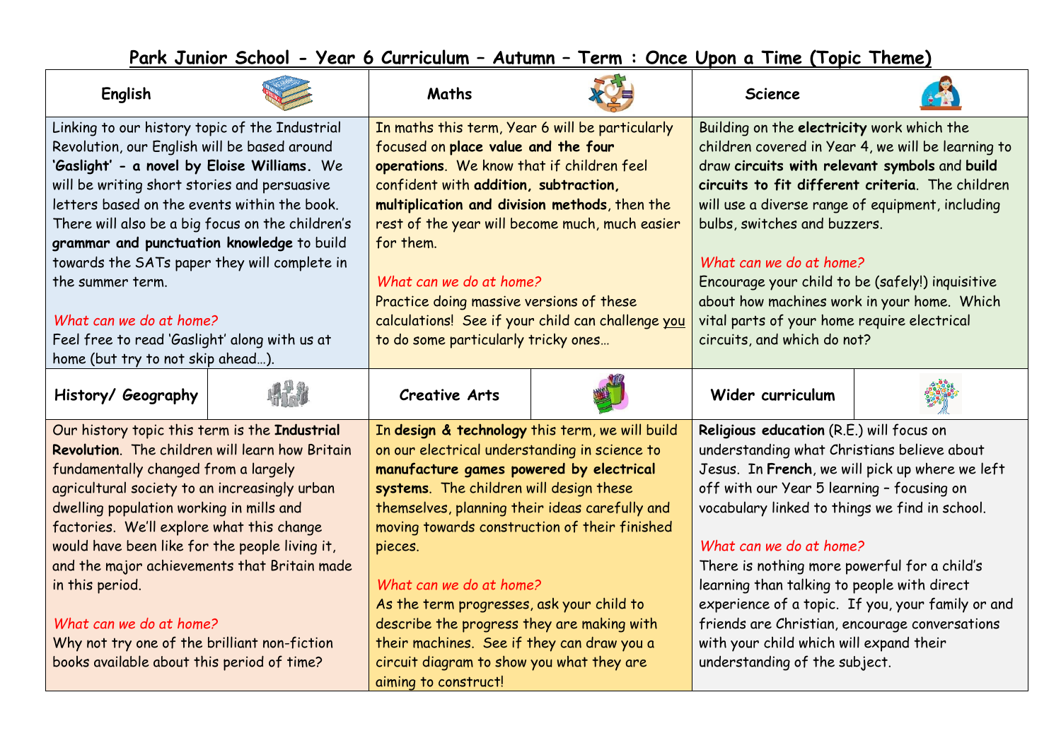# Park Junior School - Year 6 Curriculum – Autumn – Term : Once Upon a Time (Topic Theme)

## English

Linking to our history topic of the Industrial Revolution, our English will be based around **'Gaslight' - a novel by Eloise Williams.** We will be writing short stories and persuasive letters based on the events within the book. There will also be a big focus on the children's **grammar and punctuation knowledge** to build towards the SATs paper they will complete in the summer term.

*What can we do at home?*

Feel free to read 'Gaslight' along with us at home (but try to not skip ahead…).

## Maths

In maths this term, Year 6 will be particularly focused on **place value and the four operations**. We know that if children feel confident with **addition, subtraction, multiplication and division methods**, then the rest of the year will become much, much easier for them.

*What can we do at home?*

Practice doing massive versions of these calculations! See if your child can challenge you to do some particularly tricky ones…

## Science

Building on the **electricity** work which the children covered in Year 4, we will be learning to draw **circuits with relevant symbols** and **build circuits to fit different criteria**. The children will use a diverse range of equipment, including bulbs, switches and buzzers.

*What can we do at home?*

Encourage your child to be (safely!) inquisitive about how machines work in your home. Which vital parts of your home require electrical circuits, and which do not?

## History/ Geography

Our history topic this term is the **Industrial Revolution**. The children will learn how Britain fundamentally changed from a largely agricultural society to an increasingly urban dwelling population working in mills and factories. We'll explore what this change would have been like for the people living it, and the major achievements that Britain made in this period.

*What can we do at home?*

Why not try one of the brilliant non-fiction books available about this period of time?

## Creative Arts

In **design & technology** this term, we will build on our electrical understanding in science to **manufacture games powered by electrical systems**. The children will design these themselves, planning their ideas carefully and moving towards construction of their finished pieces.

*What can we do at home?*

As the term progresses, ask your child to describe the progress they are making with their machines. See if they can draw you a circuit diagram to show you what they are aiming to construct!

## Wider curriculum

**Religious education** (R.E.) will focus on understanding what Christians believe about Jesus. In **French**, we will pick up where we left off with our Year 5 learning – focusing on vocabulary linked to things we find in school.

*What can we do at home?*

There is nothing more powerful for a child's learning than talking to people with direct experience of a topic. If you, your family or and friends are Christian, encourage conversations with your child which will expand their understanding of the subject.